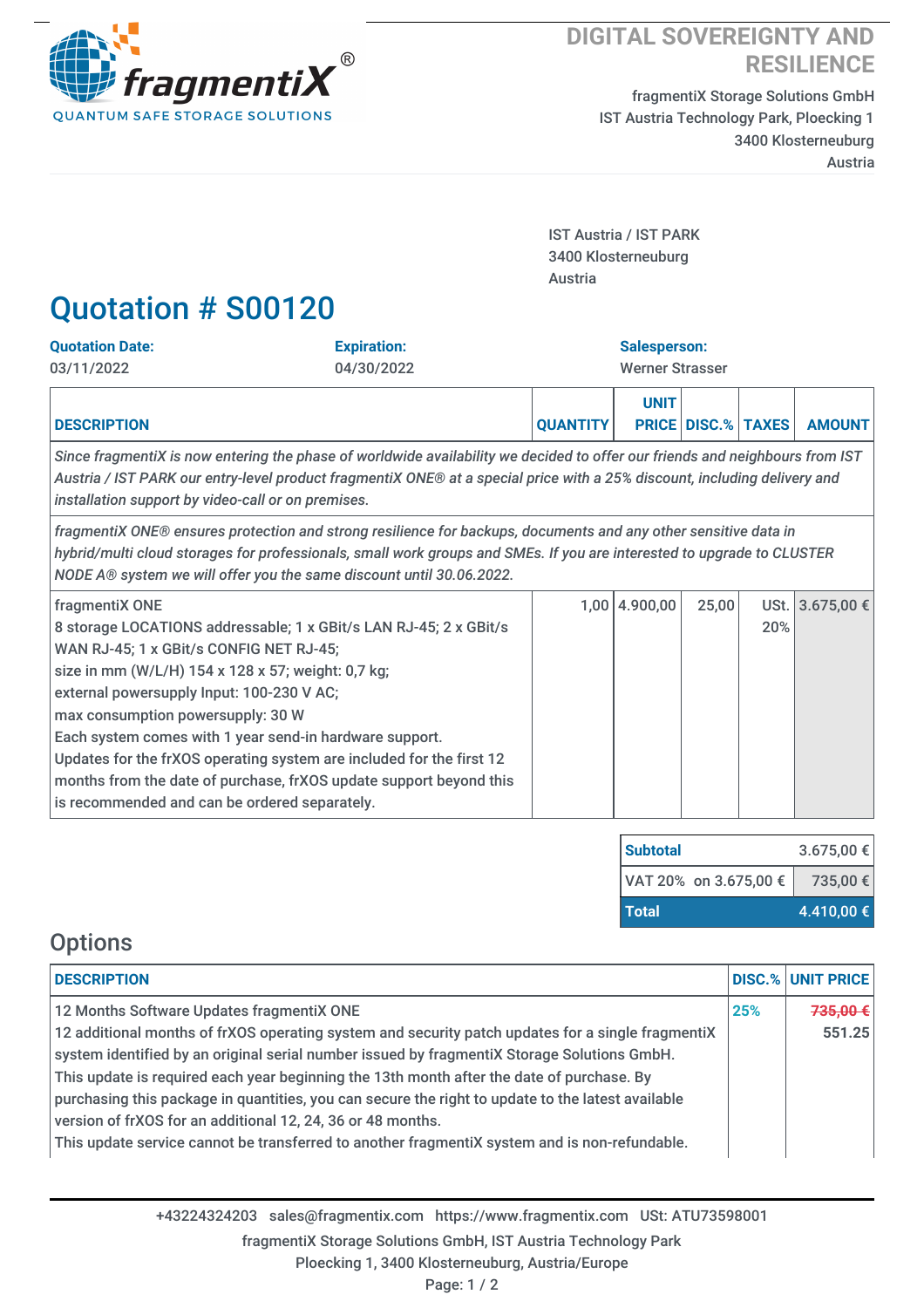fragmentiX®
QUANTUM SAFE STORAGE SOLUTIONS

**DIGITAL SOVEREIGNTY AND RESILIENCE**

fragmentiX Storage Solutions GmbH
IST Austria Technology Park, Ploecking 1
3400 Klosterneuburg
Austria

IST Austria / IST PARK
3400 Klosterneuburg
Austria

# Quotation # S00120

| Quotation Date: | Expiration: | Salesperson: |
|---|---|---|
| 03/11/2022 | 04/30/2022 | Werner Strasser |

| DESCRIPTION | QUANTITY | UNIT PRICE | DISC.% | TAXES | AMOUNT |
|---|---|---|---|---|---|
| *Since fragmentiX is now entering the phase of worldwide availability we decided to offer our friends and neighbours from IST Austria / IST PARK our entry-level product fragmentiX ONE® at a special price with a 25% discount, including delivery and installation support by video-call or on premises.* | | | | | |
| *fragmentiX ONE® ensures protection and strong resilience for backups, documents and any other sensitive data in hybrid/multi cloud storages for professionals, small work groups and SMEs. If you are interested to upgrade to CLUSTER NODE A® system we will offer you the same discount until 30.06.2022.* | | | | | |
| fragmentiX ONE<br>8 storage LOCATIONS addressable; 1 x GBit/s LAN RJ-45; 2 x GBit/s WAN RJ-45; 1 x GBit/s CONFIG NET RJ-45;<br>size in mm (W/L/H) 154 x 128 x 57; weight: 0,7 kg;<br>external powersupply Input: 100-230 V AC;<br>max consumption powersupply: 30 W<br>Each system comes with 1 year send-in hardware support.<br>Updates for the frXOS operating system are included for the first 12 months from the date of purchase, frXOS update support beyond this is recommended and can be ordered separately. | 1,00 | 4.900,00 | 25,00 | USt. 20% | 3.675,00 € |

| | |
|---|---|
| **Subtotal** | 3.675,00 € |
| VAT 20% on 3.675,00 € | 735,00 € |
| **Total** | **4.410,00 €** |

## Options

| DESCRIPTION | DISC.% | UNIT PRICE |
|---|---|---|
| 12 Months Software Updates fragmentiX ONE<br>12 additional months of frXOS operating system and security patch updates for a single fragmentiX system identified by an original serial number issued by fragmentiX Storage Solutions GmbH.<br>This update is required each year beginning the 13th month after the date of purchase. By purchasing this package in quantities, you can secure the right to update to the latest available version of frXOS for an additional 12, 24, 36 or 48 months.<br>This update service cannot be transferred to another fragmentiX system and is non-refundable. | 25% | ~~735,00 €~~<br>551.25 |

+43224324203 sales@fragmentix.com https://www.fragmentix.com USt: ATU73598001
fragmentiX Storage Solutions GmbH, IST Austria Technology Park
Ploecking 1, 3400 Klosterneuburg, Austria/Europe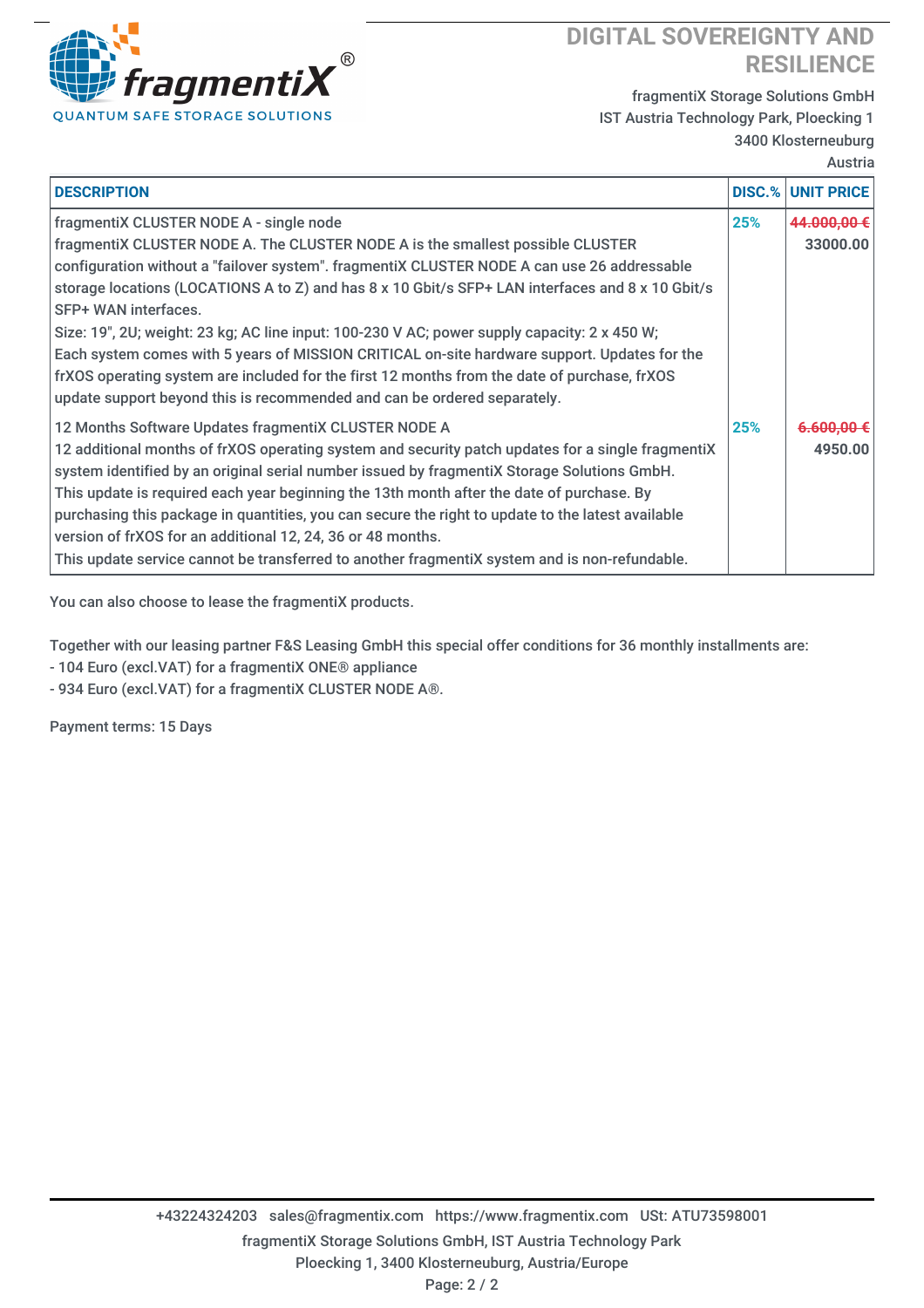# DIGITAL SOVEREIGNTY AND RESILIENCE

fragmentiX Storage Solutions GmbH
IST Austria Technology Park, Ploecking 1
3400 Klosterneuburg
Austria

| DESCRIPTION | DISC.% | UNIT PRICE |
|---|---|---|
| fragmentiX CLUSTER NODE A - single node<br>fragmentiX CLUSTER NODE A. The CLUSTER NODE A is the smallest possible CLUSTER configuration without a "failover system". fragmentiX CLUSTER NODE A can use 26 addressable storage locations (LOCATIONS A to Z) and has 8 x 10 Gbit/s SFP+ LAN interfaces and 8 x 10 Gbit/s SFP+ WAN interfaces.<br>Size: 19", 2U; weight: 23 kg; AC line input: 100-230 V AC; power supply capacity: 2 x 450 W;<br>Each system comes with 5 years of MISSION CRITICAL on-site hardware support. Updates for the frXOS operating system are included for the first 12 months from the date of purchase, frXOS update support beyond this is recommended and can be ordered separately. | 25% | ~~44.000,00 €~~<br>33000.00 |
| 12 Months Software Updates fragmentiX CLUSTER NODE A<br>12 additional months of frXOS operating system and security patch updates for a single fragmentiX system identified by an original serial number issued by fragmentiX Storage Solutions GmbH.<br>This update is required each year beginning the 13th month after the date of purchase. By purchasing this package in quantities, you can secure the right to update to the latest available version of frXOS for an additional 12, 24, 36 or 48 months.<br>This update service cannot be transferred to another fragmentiX system and is non-refundable. | 25% | ~~6.600,00 €~~<br>4950.00 |

You can also choose to lease the fragmentiX products.

Together with our leasing partner F&S Leasing GmbH this special offer conditions for 36 monthly installments are:
- 104 Euro (excl.VAT) for a fragmentiX ONE® appliance
- 934 Euro (excl.VAT) for a fragmentiX CLUSTER NODE A®.

Payment terms: 15 Days

+43224324203 sales@fragmentix.com https://www.fragmentix.com USt: ATU73598001
fragmentiX Storage Solutions GmbH, IST Austria Technology Park
Ploecking 1, 3400 Klosterneuburg, Austria/Europe